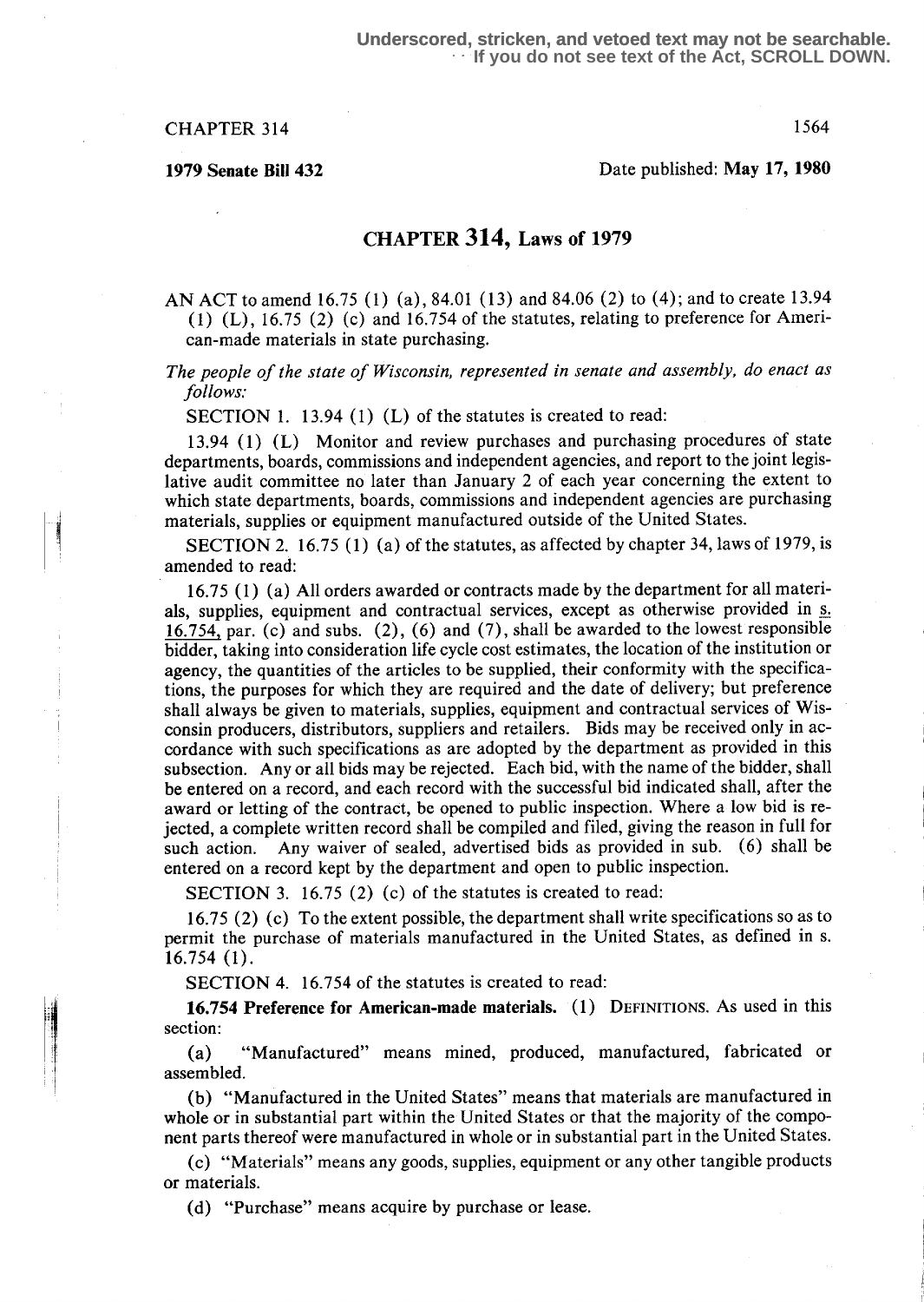**Underscored, stricken, and vetoed text may not be searchable. If you do not see text of the Act, SCROLL DOWN.**

CHAPTER 314

**1979 Senate Bill 432**

Date published: **May 17, 1980**

# CHAPTER 314, Laws of 1979

AN ACT to amend 16.75 (1) (a), 84.01 (13) and 84.06 (2) to (4); and to create 13.94 (1) (L), 16.75 (2) (c) and 16.754 of the statutes, relating to preference for American-made materials in state purchasing.

*The people of the state of Wisconsin, represented in senate and assembly, do enact as follows:*

SECTION 1. 13.94 (1) (L) of the statutes is created to read:

13.94 (1) (L) Monitor and review purchases and purchasing procedures of state departments, boards, commissions and independent agencies, and report to the joint legislative audit committee no later than January 2 of each year concerning the extent to which state departments, boards, commissions and independent agencies are purchasing materials, supplies or equipment manufactured outside of the United States.

SECTION 2. 16.75 (1) (a) of the statutes, as affected by chapter 34, laws of 1979, is amended to read:

16.75 (1) (a) All orders awarded or contracts made by the department for all materials, supplies, equipment and contractual services, except as otherwise provided in s. 16.754, par. (c) and subs. (2), (6) and (7), shall be awarded to the lowest responsible bidder, taking into consideration life cycle cost estimates, the location of the institution or agency, the quantities of the articles to be supplied, their conformity with the specifications, the purposes for which they are required and the date of delivery; but preference shall always be given to materials, supplies, equipment and contractual services of Wisconsin producers, distributors, suppliers and retailers. Bids may be received only in accordance with such specifications as are adopted by the department as provided in this subsection. Any or all bids may be rejected. Each bid, with the name of the bidder, shall be entered on a record, and each record with the successful bid indicated shall, after the award or letting of the contract, be opened to public inspection. Where a low bid is rejected, a complete written record shall be compiled and filed, giving the reason in full for such action. Any waiver of sealed, advertised bids as provided in sub. (6) shall be entered on a record kept by the department and open to public inspection.

SECTION 3. 16.75 (2) (c) of the statutes is created to read:

16.75 (2) (c) To the extent possible, the department shall write specifications so as to permit the purchase of materials manufactured in the United States, as defined in s. 16.754 (1).

SECTION 4. 16.754 of the statutes is created to read:

**16.754 Preference for American-made materials.** (1) DEFINITIONS. As used in this section:

(a) "Manufactured" means mined, produced, manufactured, fabricated or assembled.

(b) "Manufactured in the United States" means that materials are manufactured in whole or in substantial part within the United States or that the majority of the component parts thereof were manufactured in whole or in substantial part in the United States.

(c) "Materials" means any goods, supplies, equipment or any other tangible products or materials.

(d) "Purchase" means acquire by purchase or lease.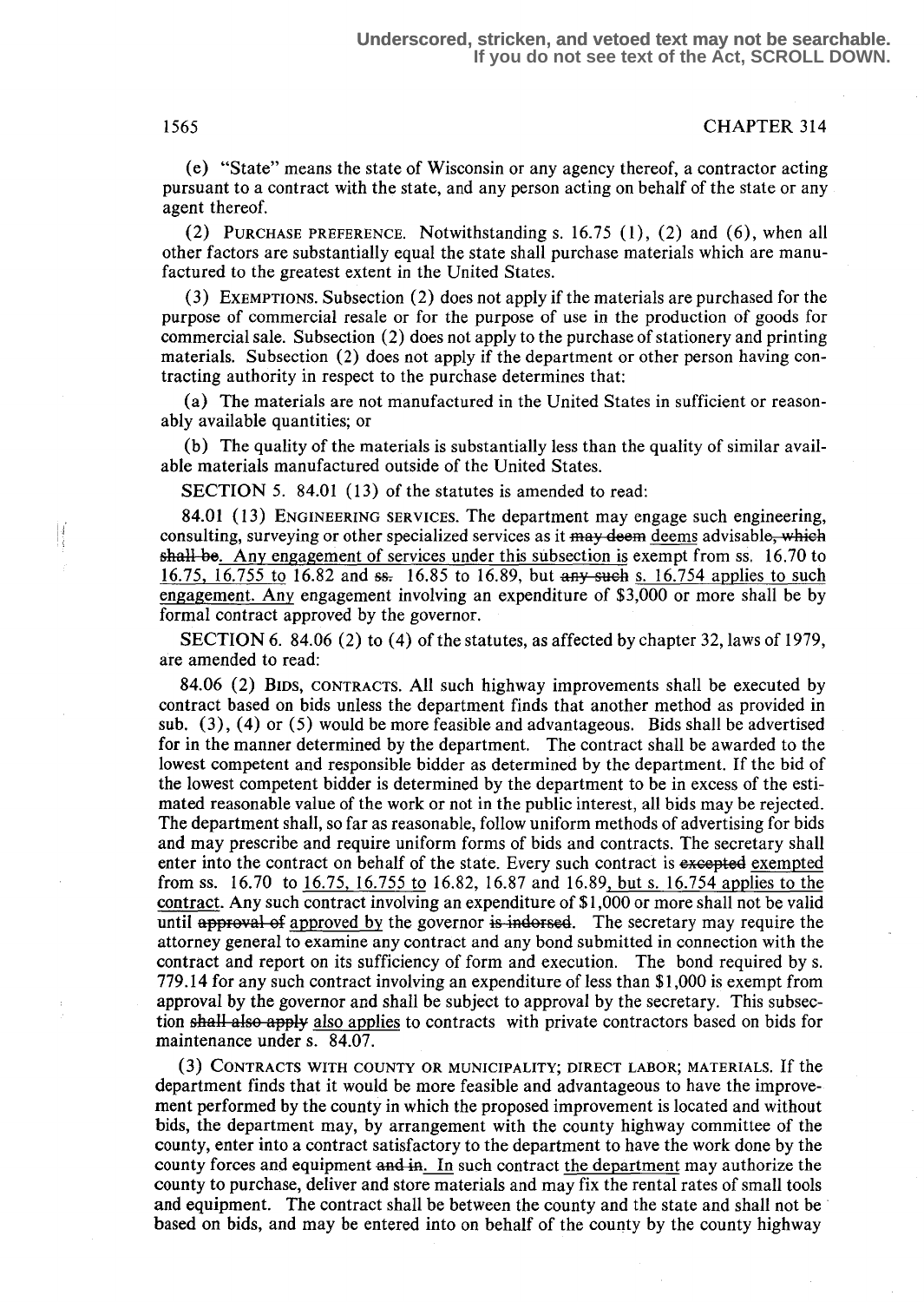(e) "State" means the state of Wisconsin or any agency thereof, a contractor acting pursuant to a contract with the state, and any person acting on behalf of the state or any agent thereof.

(2) PURCHASE PREFERENCE. Notwithstanding s. 16.75 (1), (2) and (6), when all other factors are substantially equal the state shall purchase materials which are manufactured to the greatest extent in the United States.

(3) EXEMPTIONS. Subsection (2) does not apply if the materials are purchased for the purpose of commercial resale or for the purpose of use in the production of goods for commercial sale. Subsection (2) does not apply to the purchase of stationery and printing materials. Subsection (2) does not apply if the department or other person having contracting authority in respect to the purchase determines that:

(a) The materials are not manufactured in the United States in sufficient or reasonably available quantities; or

(b) The quality of the materials is substantially less than the quality of similar available materials manufactured outside of the United States.

SECTION 5. 84.01 (13) of the statutes is amended to read:

84.01 (13) ENGINEERING SERVICES. The department may engage such engineering, consulting, surveying or other specialized services as it ~~may deem~~ <u>deems</u> advisabl~~e, which shall be~~<u>e. Any engagement of services under this subsection is</u> exempt from ss. 16.70 to <u>16.75, 16.755 to</u> 16.82 and ~~ss.~~ 16.85 to 16.89, but ~~any such~~ <u>s. 16.754 applies to such engagement. Any</u> engagement involving an expenditure of $3,000 or more shall be by formal contract approved by the governor.

SECTION 6. 84.06 (2) to (4) of the statutes, as affected by chapter 32, laws of 1979, are amended to read:

84.06 (2) BIDS, CONTRACTS. All such highway improvements shall be executed by contract based on bids unless the department finds that another method as provided in sub. (3), (4) or (5) would be more feasible and advantageous. Bids shall be advertised for in the manner determined by the department. The contract shall be awarded to the lowest competent and responsible bidder as determined by the department. If the bid of the lowest competent bidder is determined by the department to be in excess of the estimated reasonable value of the work or not in the public interest, all bids may be rejected. The department shall, so far as reasonable, follow uniform methods of advertising for bids and may prescribe and require uniform forms of bids and contracts. The secretary shall enter into the contract on behalf of the state. Every such contract is ~~excepted~~ <u>exempted</u> from ss. 16.70 to <u>16.75, 16.755 to</u> 16.82, 16.87 and 16.89<u>, but s. 16.754 applies to the contract</u>. Any such contract involving an expenditure of $1,000 or more shall not be valid until ~~approval of~~ <u>approved by</u> the governor ~~is indorsed~~. The secretary may require the attorney general to examine any contract and any bond submitted in connection with the contract and report on its sufficiency of form and execution. The bond required by s. 779.14 for any such contract involving an expenditure of less than $1,000 is exempt from approval by the governor and shall be subject to approval by the secretary. This subsection ~~shall also apply~~ <u>also applies</u> to contracts with private contractors based on bids for maintenance under s. 84.07.

(3) CONTRACTS WITH COUNTY OR MUNICIPALITY; DIRECT LABOR; MATERIALS. If the department finds that it would be more feasible and advantageous to have the improvement performed by the county in which the proposed improvement is located and without bids, the department may, by arrangement with the county highway committee of the county, enter into a contract satisfactory to the department to have the work done by the county forces and equipment ~~and in~~<u>. In</u> such contract <u>the department</u> may authorize the county to purchase, deliver and store materials and may fix the rental rates of small tools and equipment. The contract shall be between the county and the state and shall not be based on bids, and may be entered into on behalf of the county by the county highway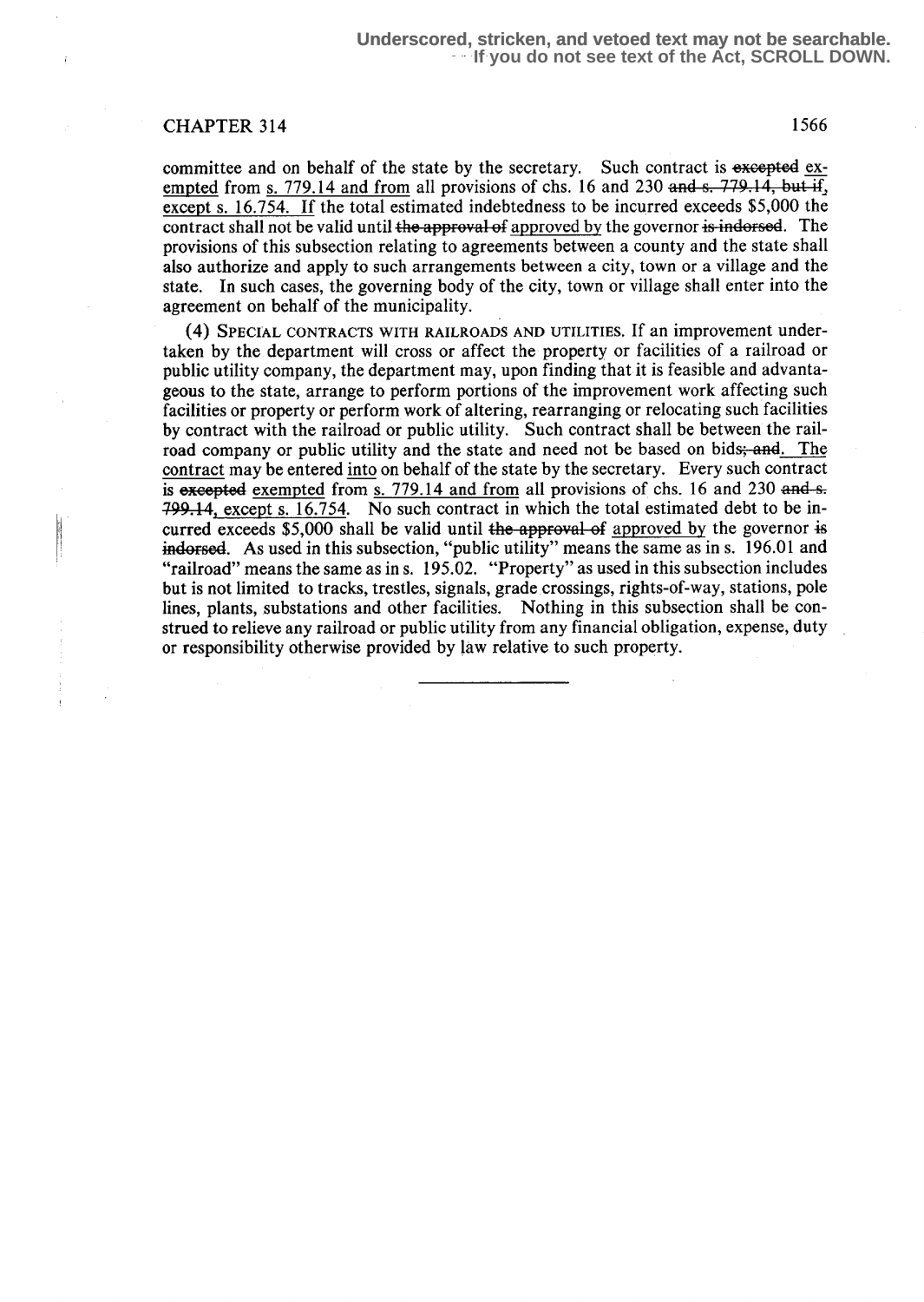Underscored, stricken, and vetoed text may not be searchable.
If you do not see text of the Act, SCROLL DOWN.

committee and on behalf of the state by the secretary. Such contract is ~~excepted~~ exempted from s. 779.14 and from all provisions of chs. 16 and 230 ~~and s. 779.14, but if~~, except s. 16.754. If the total estimated indebtedness to be incurred exceeds $5,000 the contract shall not be valid until ~~the approval of~~ approved by the governor ~~is indorsed~~. The provisions of this subsection relating to agreements between a county and the state shall also authorize and apply to such arrangements between a city, town or a village and the state. In such cases, the governing body of the city, town or village shall enter into the agreement on behalf of the municipality.

(4) SPECIAL CONTRACTS WITH RAILROADS AND UTILITIES. If an improvement undertaken by the department will cross or affect the property or facilities of a railroad or public utility company, the department may, upon finding that it is feasible and advantageous to the state, arrange to perform portions of the improvement work affecting such facilities or property or perform work of altering, rearranging or relocating such facilities by contract with the railroad or public utility. Such contract shall be between the railroad company or public utility and the state and need not be based on bids~~; and~~. The contract may be entered into on behalf of the state by the secretary. Every such contract is ~~excepted~~ exempted from s. 779.14 and from all provisions of chs. 16 and 230 ~~and s. 799.14~~, except s. 16.754. No such contract in which the total estimated debt to be incurred exceeds $5,000 shall be valid until ~~the approval of~~ approved by the governor ~~is indorsed~~. As used in this subsection, "public utility" means the same as in s. 196.01 and "railroad" means the same as in s. 195.02. "Property" as used in this subsection includes but is not limited to tracks, trestles, signals, grade crossings, rights-of-way, stations, pole lines, plants, substations and other facilities. Nothing in this subsection shall be construed to relieve any railroad or public utility from any financial obligation, expense, duty or responsibility otherwise provided by law relative to such property.